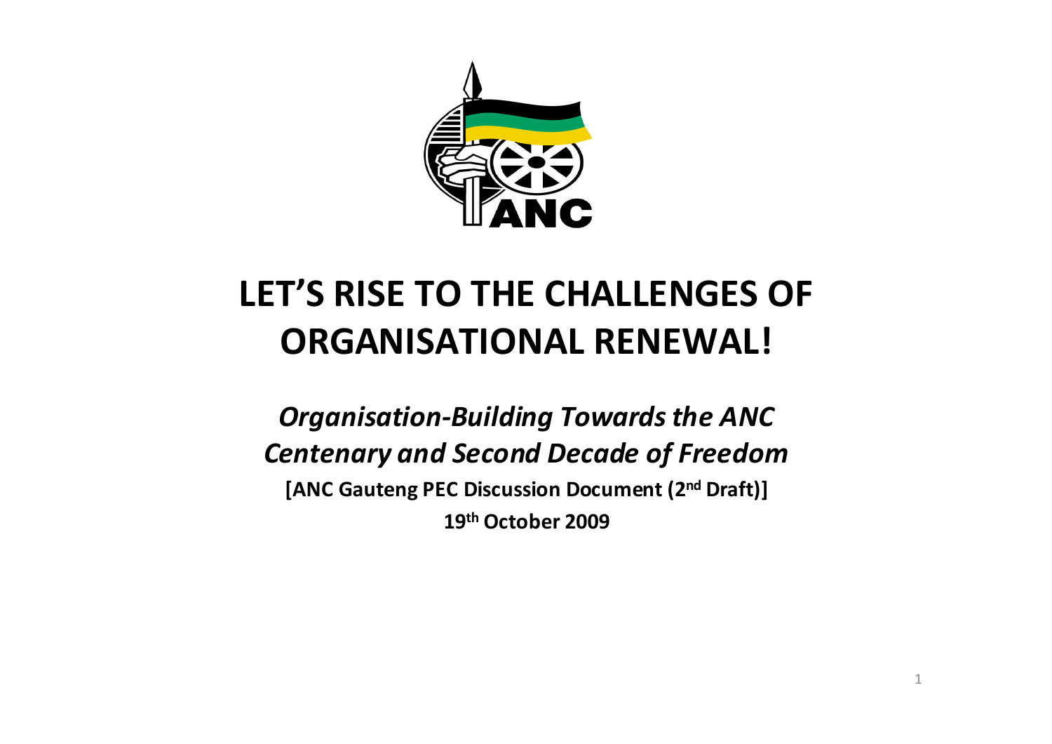# LET'S RISE TO THE CHALLENGES OF ORGANISATIONAL RENEWAL!

## *Organisation-Building Towards the ANC Centenary and Second Decade of Freedom*

**[ANC Gauteng PEC Discussion Document (2nd Draft)]**

**19th October 2009**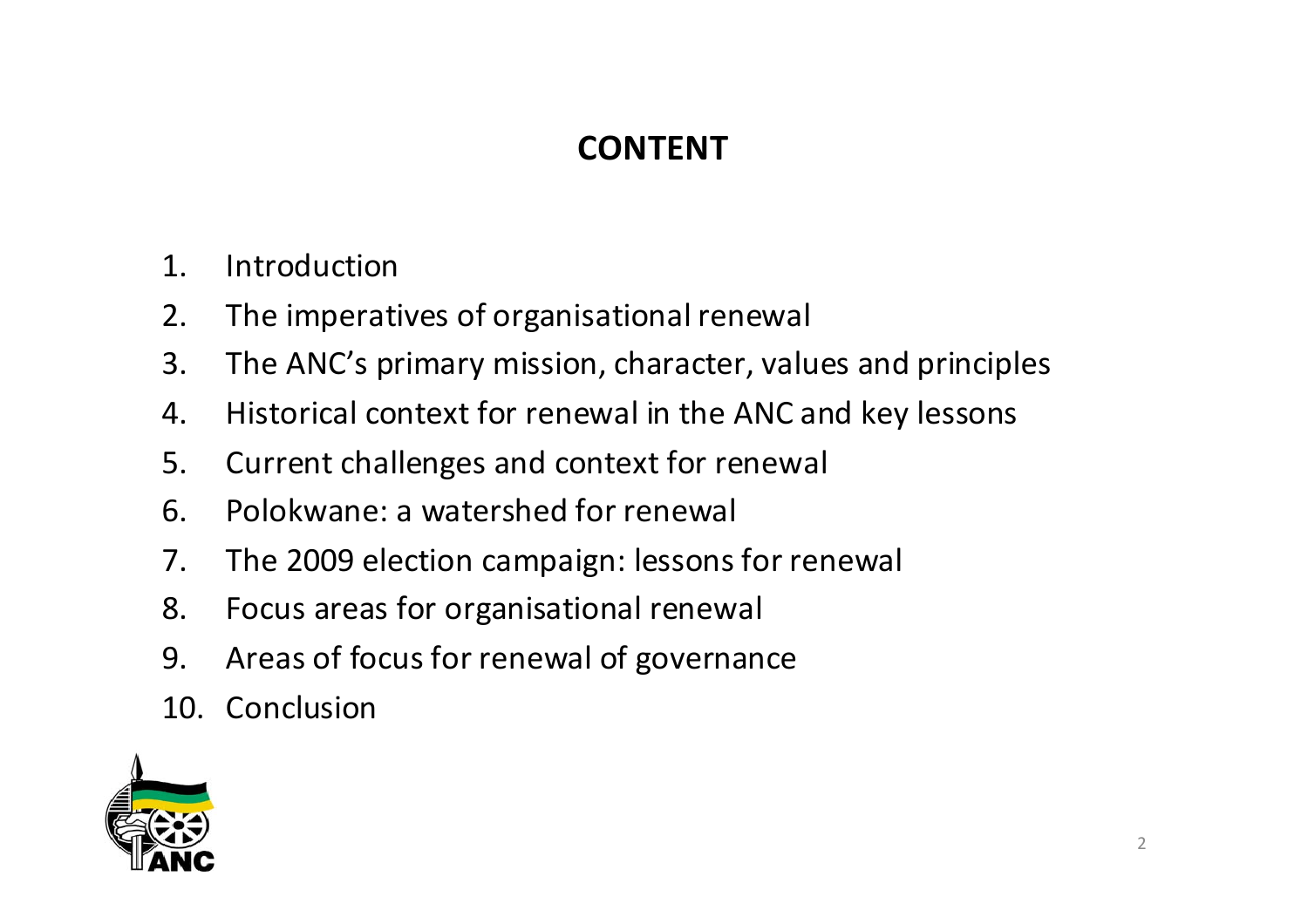# CONTENT

1. Introduction
2. The imperatives of organisational renewal
3. The ANC's primary mission, character, values and principles
4. Historical context for renewal in the ANC and key lessons
5. Current challenges and context for renewal
6. Polokwane: a watershed for renewal
7. The 2009 election campaign: lessons for renewal
8. Focus areas for organisational renewal
9. Areas of focus for renewal of governance
10. Conclusion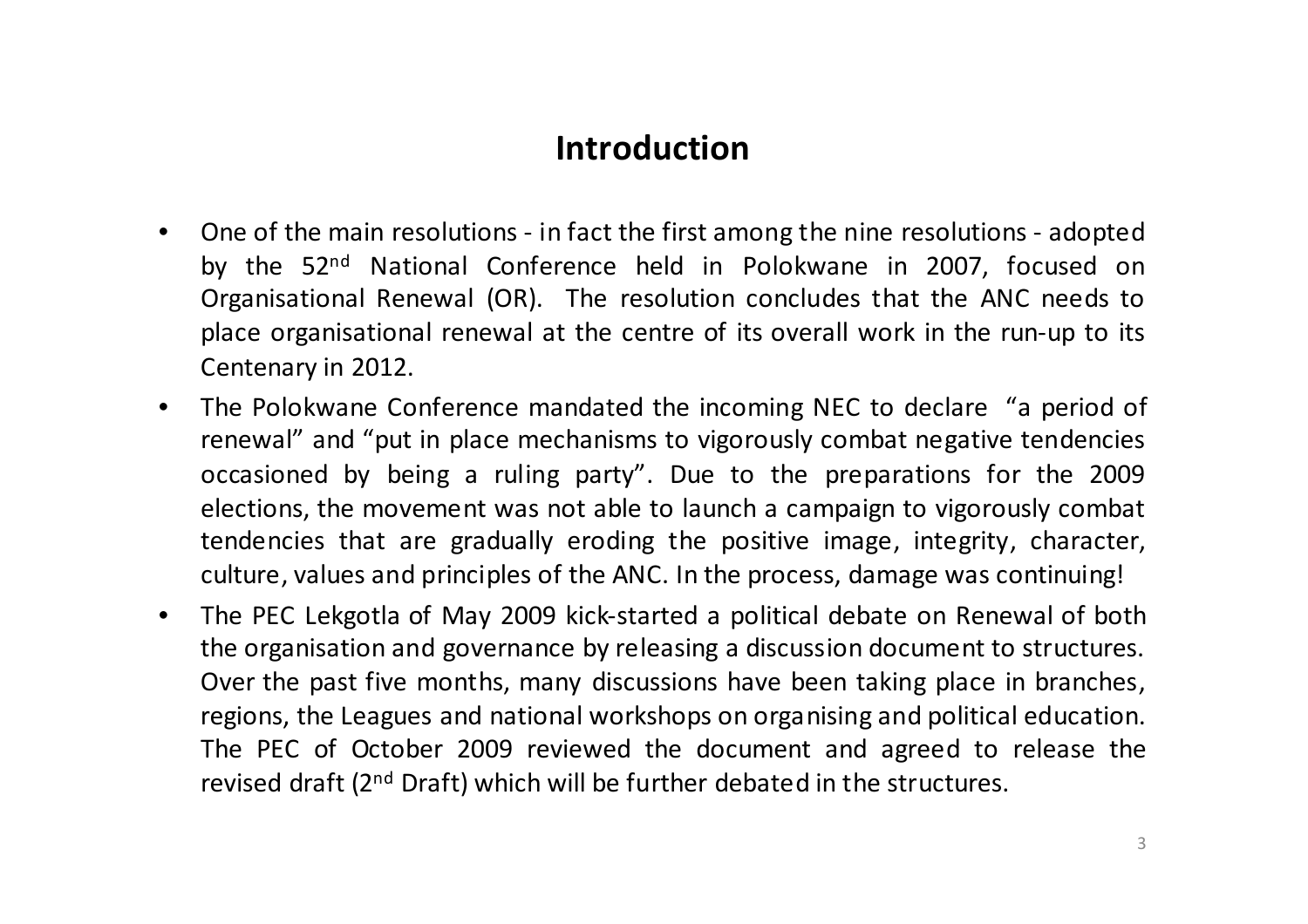## Introduction

- One of the main resolutions - in fact the first among the nine resolutions - adopted by the 52nd National Conference held in Polokwane in 2007, focused on Organisational Renewal (OR). The resolution concludes that the ANC needs to place organisational renewal at the centre of its overall work in the run-up to its Centenary in 2012.
- The Polokwane Conference mandated the incoming NEC to declare "a period of renewal" and "put in place mechanisms to vigorously combat negative tendencies occasioned by being a ruling party". Due to the preparations for the 2009 elections, the movement was not able to launch a campaign to vigorously combat tendencies that are gradually eroding the positive image, integrity, character, culture, values and principles of the ANC. In the process, damage was continuing!
- The PEC Lekgotla of May 2009 kick-started a political debate on Renewal of both the organisation and governance by releasing a discussion document to structures. Over the past five months, many discussions have been taking place in branches, regions, the Leagues and national workshops on organising and political education. The PEC of October 2009 reviewed the document and agreed to release the revised draft (2nd Draft) which will be further debated in the structures.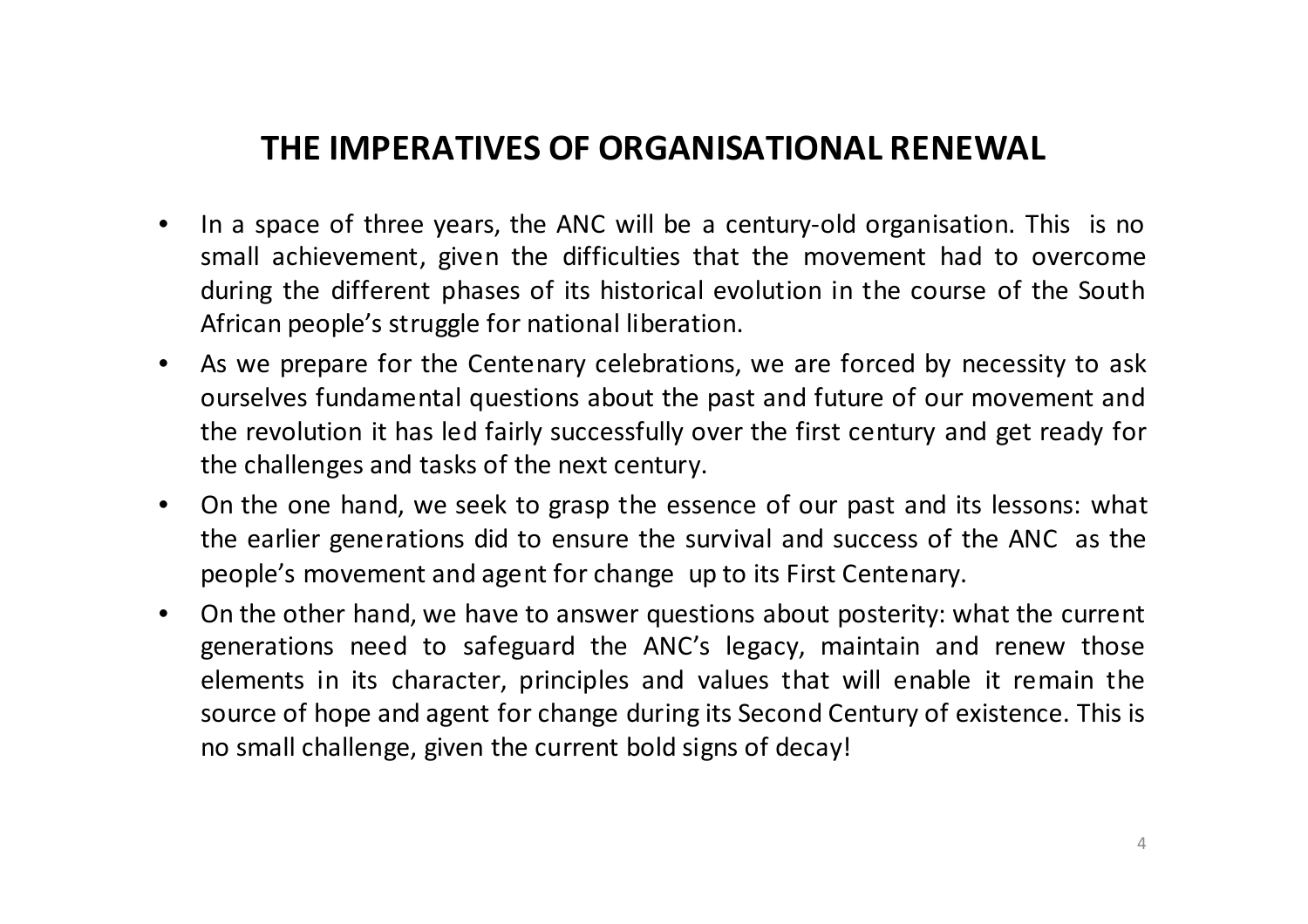## THE IMPERATIVES OF ORGANISATIONAL RENEWAL

- In a space of three years, the ANC will be a century-old organisation. This is no small achievement, given the difficulties that the movement had to overcome during the different phases of its historical evolution in the course of the South African people's struggle for national liberation.
- As we prepare for the Centenary celebrations, we are forced by necessity to ask ourselves fundamental questions about the past and future of our movement and the revolution it has led fairly successfully over the first century and get ready for the challenges and tasks of the next century.
- On the one hand, we seek to grasp the essence of our past and its lessons: what the earlier generations did to ensure the survival and success of the ANC as the people's movement and agent for change up to its First Centenary.
- On the other hand, we have to answer questions about posterity: what the current generations need to safeguard the ANC's legacy, maintain and renew those elements in its character, principles and values that will enable it remain the source of hope and agent for change during its Second Century of existence. This is no small challenge, given the current bold signs of decay!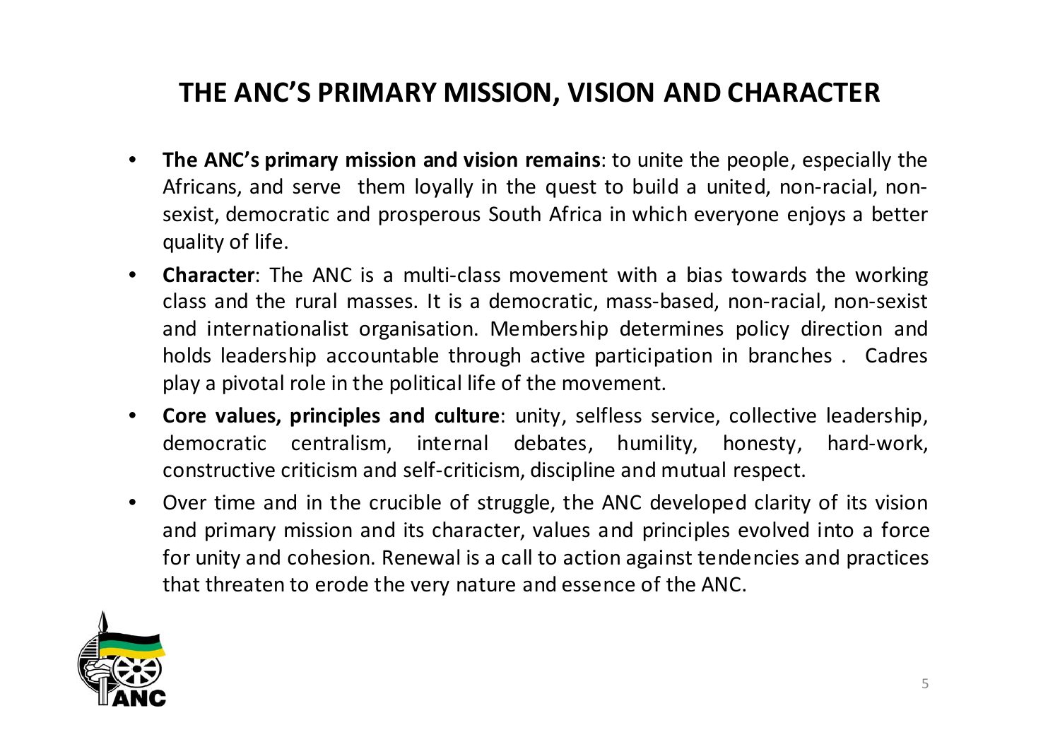# THE ANC'S PRIMARY MISSION, VISION AND CHARACTER

- **The ANC's primary mission and vision remains**: to unite the people, especially the Africans, and serve them loyally in the quest to build a united, non-racial, non-sexist, democratic and prosperous South Africa in which everyone enjoys a better quality of life.
- **Character**: The ANC is a multi-class movement with a bias towards the working class and the rural masses. It is a democratic, mass-based, non-racial, non-sexist and internationalist organisation. Membership determines policy direction and holds leadership accountable through active participation in branches . Cadres play a pivotal role in the political life of the movement.
- **Core values, principles and culture**: unity, selfless service, collective leadership, democratic centralism, internal debates, humility, honesty, hard-work, constructive criticism and self-criticism, discipline and mutual respect.
- Over time and in the crucible of struggle, the ANC developed clarity of its vision and primary mission and its character, values and principles evolved into a force for unity and cohesion. Renewal is a call to action against tendencies and practices that threaten to erode the very nature and essence of the ANC.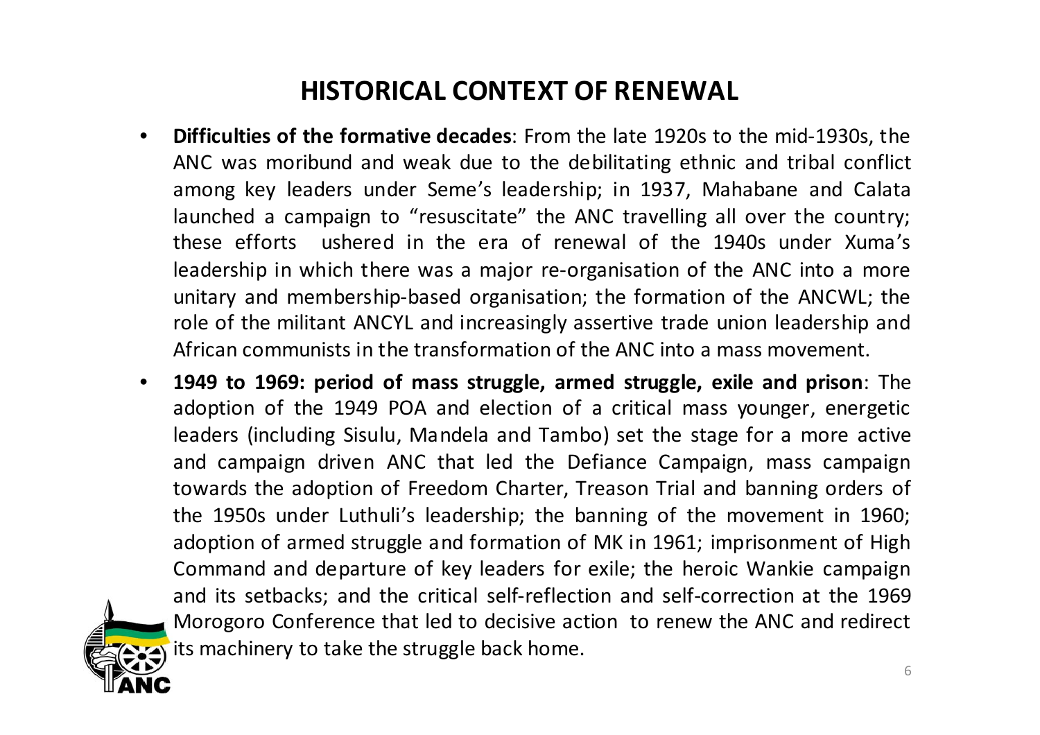# HISTORICAL CONTEXT OF RENEWAL

- **Difficulties of the formative decades**: From the late 1920s to the mid-1930s, the ANC was moribund and weak due to the debilitating ethnic and tribal conflict among key leaders under Seme's leadership; in 1937, Mahabane and Calata launched a campaign to "resuscitate" the ANC travelling all over the country; these efforts ushered in the era of renewal of the 1940s under Xuma's leadership in which there was a major re-organisation of the ANC into a more unitary and membership-based organisation; the formation of the ANCWL; the role of the militant ANCYL and increasingly assertive trade union leadership and African communists in the transformation of the ANC into a mass movement.
- **1949 to 1969: period of mass struggle, armed struggle, exile and prison**: The adoption of the 1949 POA and election of a critical mass younger, energetic leaders (including Sisulu, Mandela and Tambo) set the stage for a more active and campaign driven ANC that led the Defiance Campaign, mass campaign towards the adoption of Freedom Charter, Treason Trial and banning orders of the 1950s under Luthuli's leadership; the banning of the movement in 1960; adoption of armed struggle and formation of MK in 1961; imprisonment of High Command and departure of key leaders for exile; the heroic Wankie campaign and its setbacks; and the critical self-reflection and self-correction at the 1969 Morogoro Conference that led to decisive action to renew the ANC and redirect its machinery to take the struggle back home.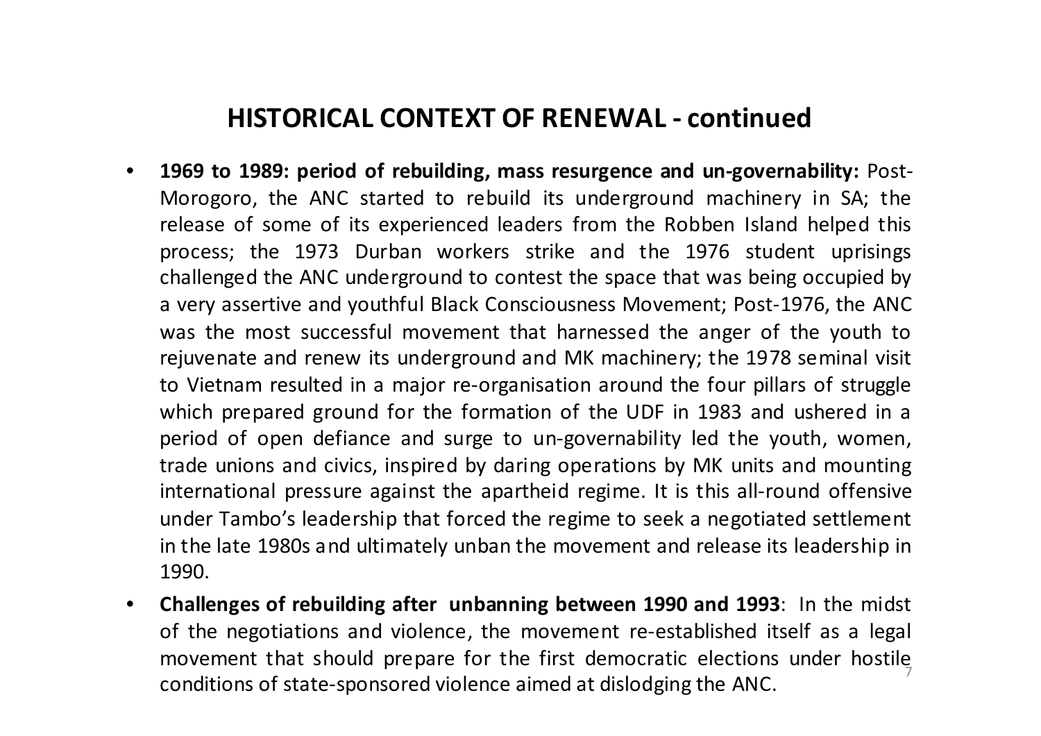## HISTORICAL CONTEXT OF RENEWAL - continued

- **1969 to 1989: period of rebuilding, mass resurgence and un-governability:** Post-Morogoro, the ANC started to rebuild its underground machinery in SA; the release of some of its experienced leaders from the Robben Island helped this process; the 1973 Durban workers strike and the 1976 student uprisings challenged the ANC underground to contest the space that was being occupied by a very assertive and youthful Black Consciousness Movement; Post-1976, the ANC was the most successful movement that harnessed the anger of the youth to rejuvenate and renew its underground and MK machinery; the 1978 seminal visit to Vietnam resulted in a major re-organisation around the four pillars of struggle which prepared ground for the formation of the UDF in 1983 and ushered in a period of open defiance and surge to un-governability led the youth, women, trade unions and civics, inspired by daring operations by MK units and mounting international pressure against the apartheid regime. It is this all-round offensive under Tambo's leadership that forced the regime to seek a negotiated settlement in the late 1980s and ultimately unban the movement and release its leadership in 1990.
- **Challenges of rebuilding after unbanning between 1990 and 1993**: In the midst of the negotiations and violence, the movement re-established itself as a legal movement that should prepare for the first democratic elections under hostile conditions of state-sponsored violence aimed at dislodging the ANC.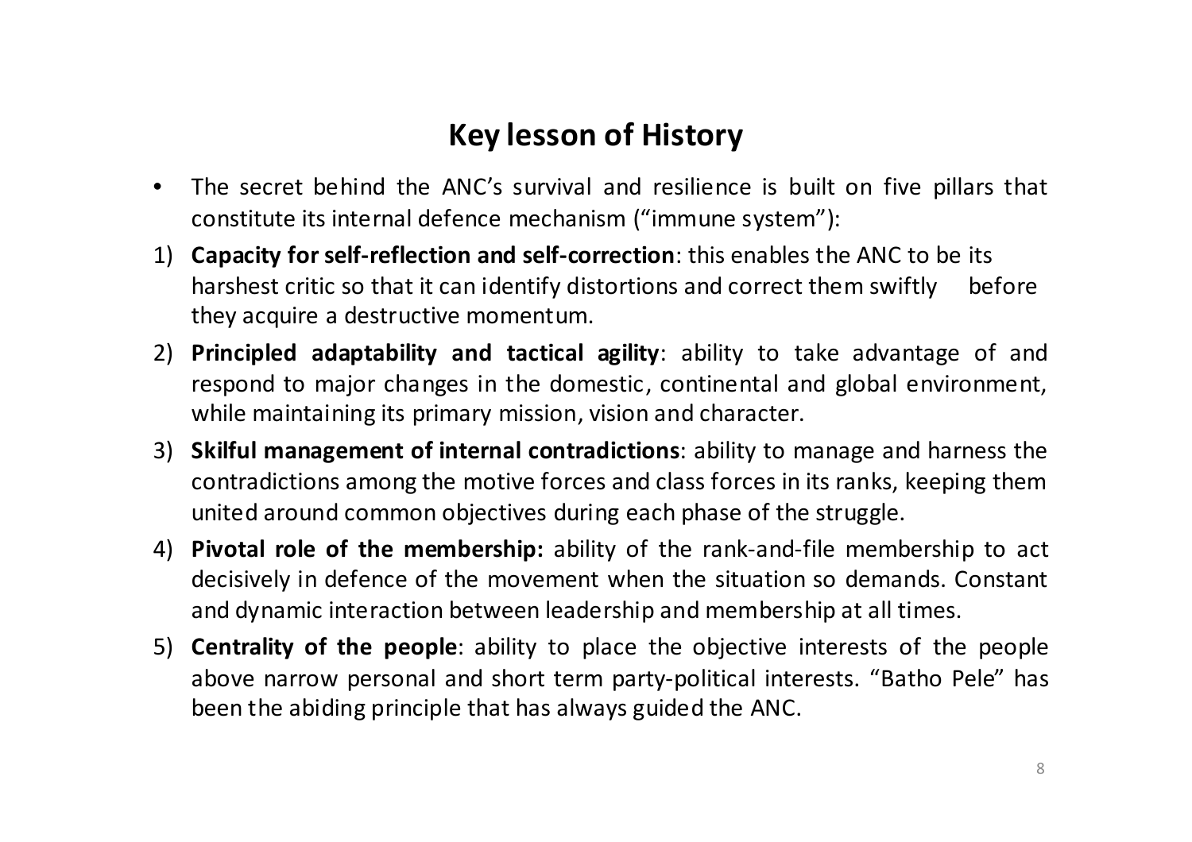# Key lesson of History

- The secret behind the ANC's survival and resilience is built on five pillars that constitute its internal defence mechanism ("immune system"):

1) **Capacity for self-reflection and self-correction**: this enables the ANC to be its harshest critic so that it can identify distortions and correct them swiftly before they acquire a destructive momentum.
2) **Principled adaptability and tactical agility**: ability to take advantage of and respond to major changes in the domestic, continental and global environment, while maintaining its primary mission, vision and character.
3) **Skilful management of internal contradictions**: ability to manage and harness the contradictions among the motive forces and class forces in its ranks, keeping them united around common objectives during each phase of the struggle.
4) **Pivotal role of the membership:** ability of the rank-and-file membership to act decisively in defence of the movement when the situation so demands. Constant and dynamic interaction between leadership and membership at all times.
5) **Centrality of the people**: ability to place the objective interests of the people above narrow personal and short term party-political interests. "Batho Pele" has been the abiding principle that has always guided the ANC.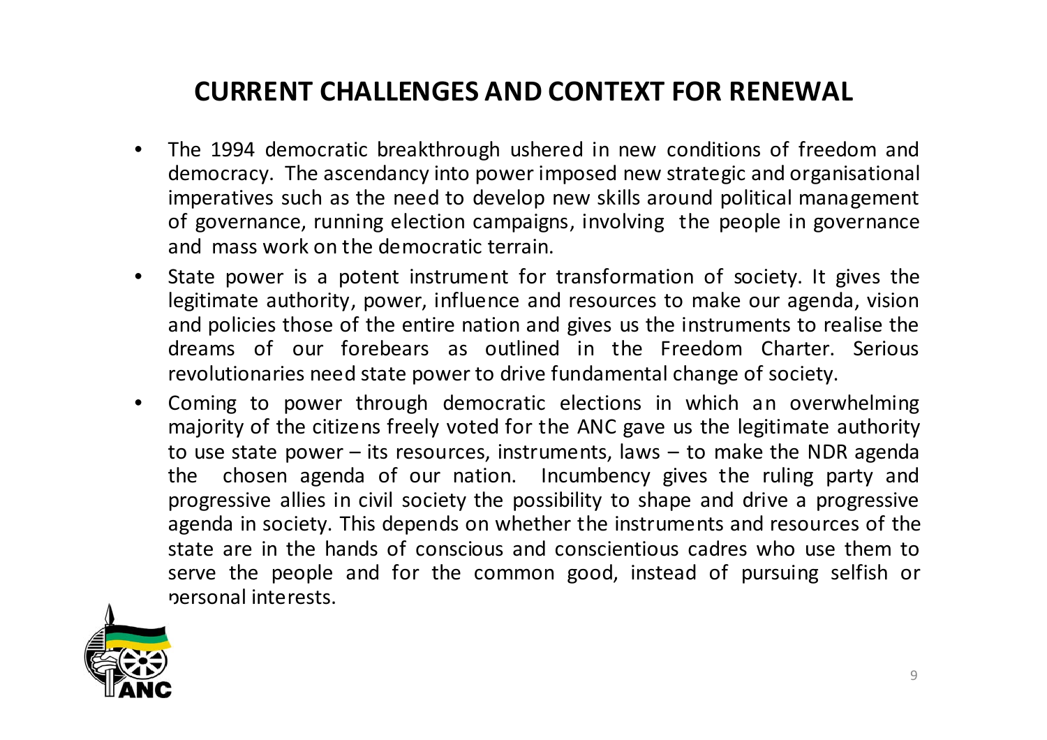# CURRENT CHALLENGES AND CONTEXT FOR RENEWAL

- The 1994 democratic breakthrough ushered in new conditions of freedom and democracy. The ascendancy into power imposed new strategic and organisational imperatives such as the need to develop new skills around political management of governance, running election campaigns, involving the people in governance and mass work on the democratic terrain.
- State power is a potent instrument for transformation of society. It gives the legitimate authority, power, influence and resources to make our agenda, vision and policies those of the entire nation and gives us the instruments to realise the dreams of our forebears as outlined in the Freedom Charter. Serious revolutionaries need state power to drive fundamental change of society.
- Coming to power through democratic elections in which an overwhelming majority of the citizens freely voted for the ANC gave us the legitimate authority to use state power – its resources, instruments, laws – to make the NDR agenda the chosen agenda of our nation. Incumbency gives the ruling party and progressive allies in civil society the possibility to shape and drive a progressive agenda in society. This depends on whether the instruments and resources of the state are in the hands of conscious and conscientious cadres who use them to serve the people and for the common good, instead of pursuing selfish or personal interests.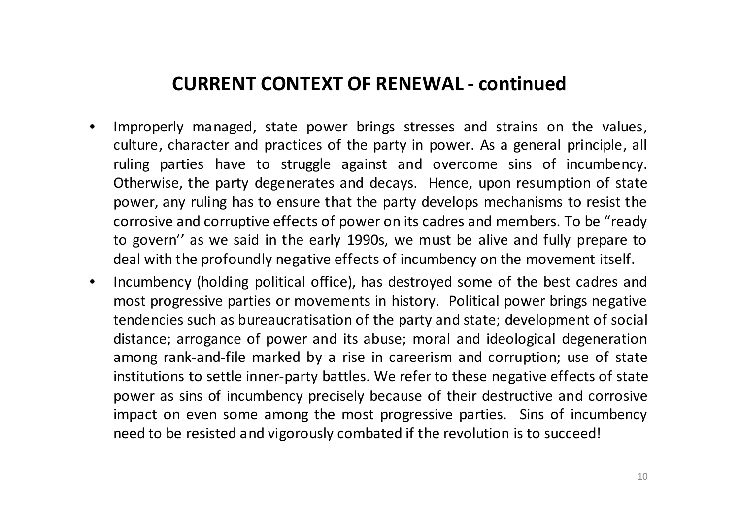## CURRENT CONTEXT OF RENEWAL - continued

- Improperly managed, state power brings stresses and strains on the values, culture, character and practices of the party in power. As a general principle, all ruling parties have to struggle against and overcome sins of incumbency. Otherwise, the party degenerates and decays. Hence, upon resumption of state power, any ruling has to ensure that the party develops mechanisms to resist the corrosive and corruptive effects of power on its cadres and members. To be "ready to govern'' as we said in the early 1990s, we must be alive and fully prepare to deal with the profoundly negative effects of incumbency on the movement itself.
- Incumbency (holding political office), has destroyed some of the best cadres and most progressive parties or movements in history. Political power brings negative tendencies such as bureaucratisation of the party and state; development of social distance; arrogance of power and its abuse; moral and ideological degeneration among rank-and-file marked by a rise in careerism and corruption; use of state institutions to settle inner-party battles. We refer to these negative effects of state power as sins of incumbency precisely because of their destructive and corrosive impact on even some among the most progressive parties. Sins of incumbency need to be resisted and vigorously combated if the revolution is to succeed!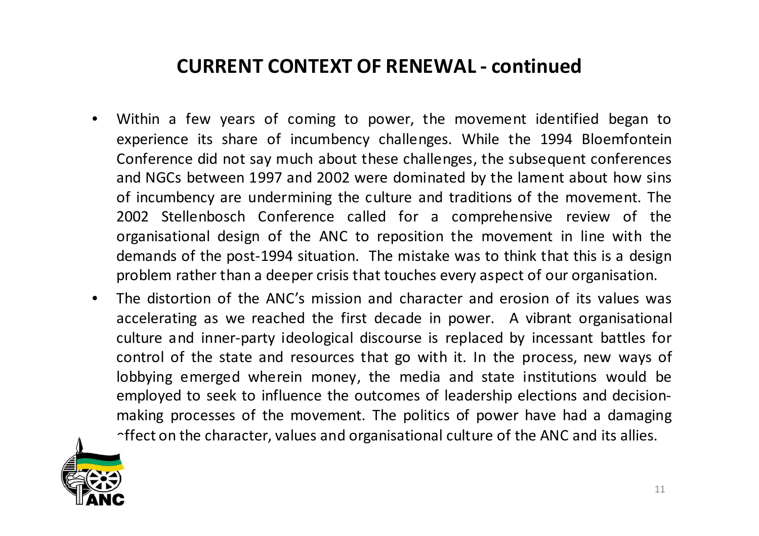## CURRENT CONTEXT OF RENEWAL - continued

- Within a few years of coming to power, the movement identified began to experience its share of incumbency challenges. While the 1994 Bloemfontein Conference did not say much about these challenges, the subsequent conferences and NGCs between 1997 and 2002 were dominated by the lament about how sins of incumbency are undermining the culture and traditions of the movement. The 2002 Stellenbosch Conference called for a comprehensive review of the organisational design of the ANC to reposition the movement in line with the demands of the post-1994 situation. The mistake was to think that this is a design problem rather than a deeper crisis that touches every aspect of our organisation.
- The distortion of the ANC's mission and character and erosion of its values was accelerating as we reached the first decade in power. A vibrant organisational culture and inner-party ideological discourse is replaced by incessant battles for control of the state and resources that go with it. In the process, new ways of lobbying emerged wherein money, the media and state institutions would be employed to seek to influence the outcomes of leadership elections and decision-making processes of the movement. The politics of power have had a damaging effect on the character, values and organisational culture of the ANC and its allies.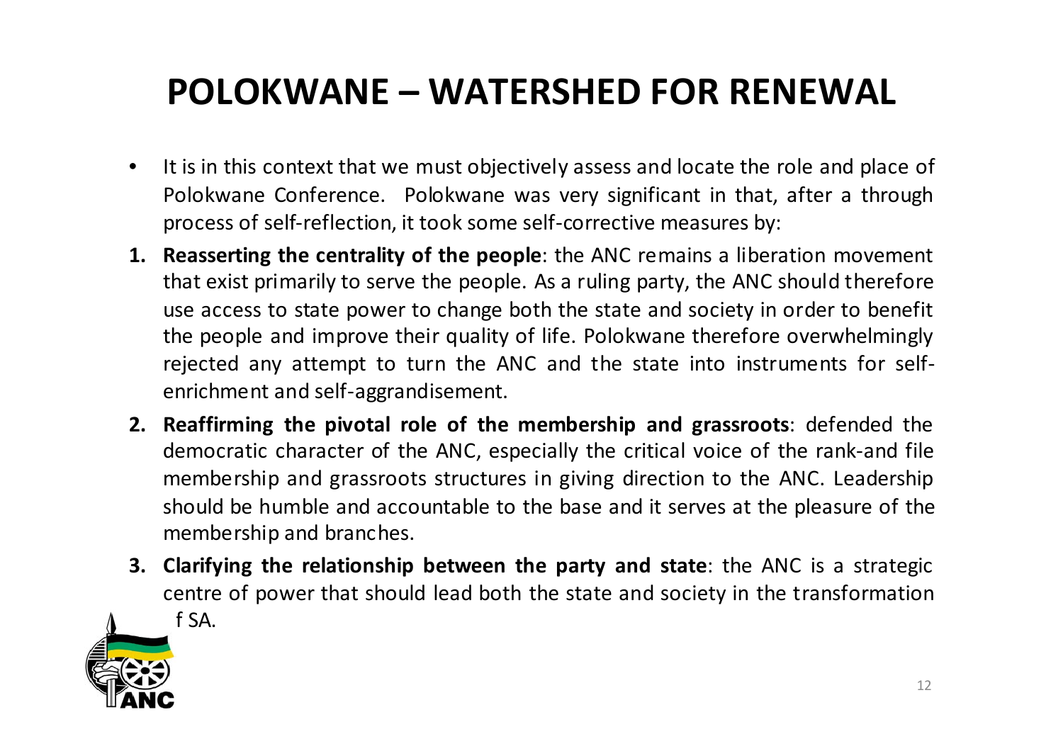# POLOKWANE – WATERSHED FOR RENEWAL

- It is in this context that we must objectively assess and locate the role and place of Polokwane Conference. Polokwane was very significant in that, after a through process of self-reflection, it took some self-corrective measures by:

1. **Reasserting the centrality of the people**: the ANC remains a liberation movement that exist primarily to serve the people. As a ruling party, the ANC should therefore use access to state power to change both the state and society in order to benefit the people and improve their quality of life. Polokwane therefore overwhelmingly rejected any attempt to turn the ANC and the state into instruments for self-enrichment and self-aggrandisement.
2. **Reaffirming the pivotal role of the membership and grassroots**: defended the democratic character of the ANC, especially the critical voice of the rank-and file membership and grassroots structures in giving direction to the ANC. Leadership should be humble and accountable to the base and it serves at the pleasure of the membership and branches.
3. **Clarifying the relationship between the party and state**: the ANC is a strategic centre of power that should lead both the state and society in the transformation f SA.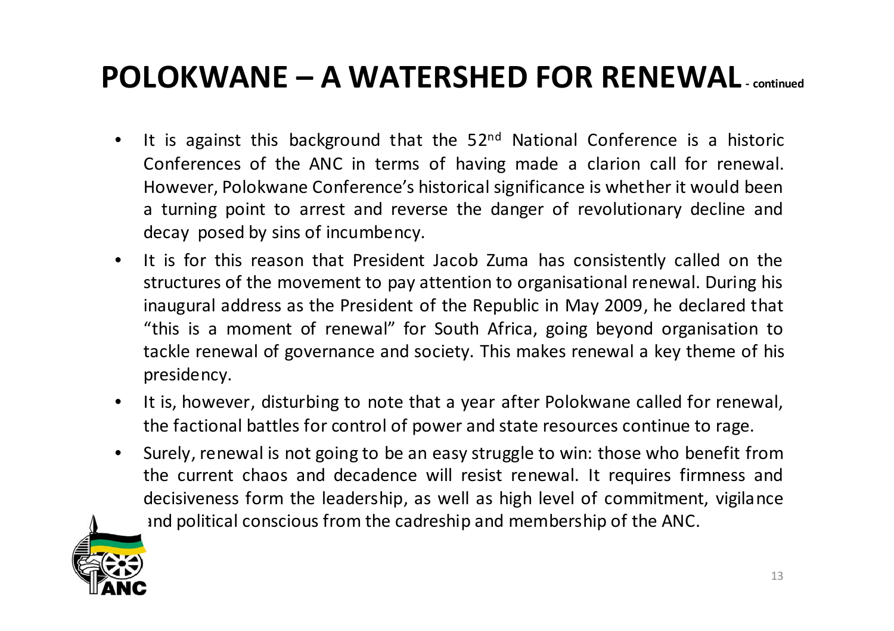# POLOKWANE – A WATERSHED FOR RENEWAL - continued

- It is against this background that the 52nd National Conference is a historic Conferences of the ANC in terms of having made a clarion call for renewal. However, Polokwane Conference's historical significance is whether it would been a turning point to arrest and reverse the danger of revolutionary decline and decay posed by sins of incumbency.
- It is for this reason that President Jacob Zuma has consistently called on the structures of the movement to pay attention to organisational renewal. During his inaugural address as the President of the Republic in May 2009, he declared that "this is a moment of renewal" for South Africa, going beyond organisation to tackle renewal of governance and society. This makes renewal a key theme of his presidency.
- It is, however, disturbing to note that a year after Polokwane called for renewal, the factional battles for control of power and state resources continue to rage.
- Surely, renewal is not going to be an easy struggle to win: those who benefit from the current chaos and decadence will resist renewal. It requires firmness and decisiveness form the leadership, as well as high level of commitment, vigilance and political conscious from the cadreship and membership of the ANC.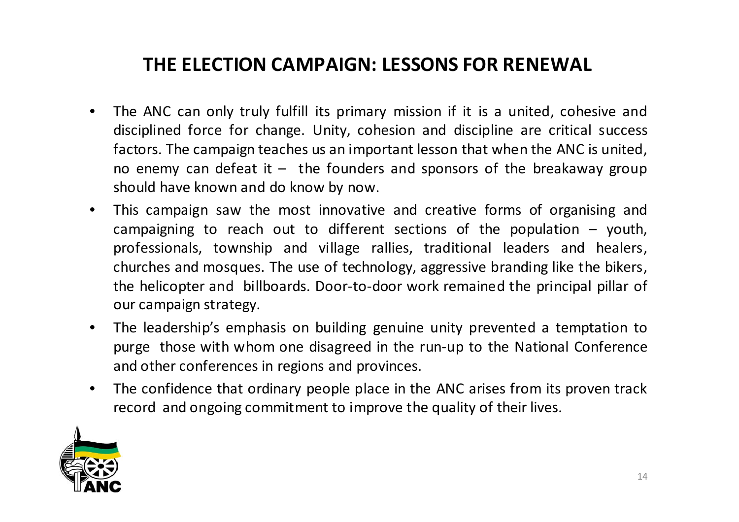# THE ELECTION CAMPAIGN: LESSONS FOR RENEWAL

- The ANC can only truly fulfill its primary mission if it is a united, cohesive and disciplined force for change. Unity, cohesion and discipline are critical success factors. The campaign teaches us an important lesson that when the ANC is united, no enemy can defeat it – the founders and sponsors of the breakaway group should have known and do know by now.
- This campaign saw the most innovative and creative forms of organising and campaigning to reach out to different sections of the population – youth, professionals, township and village rallies, traditional leaders and healers, churches and mosques. The use of technology, aggressive branding like the bikers, the helicopter and billboards. Door-to-door work remained the principal pillar of our campaign strategy.
- The leadership's emphasis on building genuine unity prevented a temptation to purge those with whom one disagreed in the run-up to the National Conference and other conferences in regions and provinces.
- The confidence that ordinary people place in the ANC arises from its proven track record and ongoing commitment to improve the quality of their lives.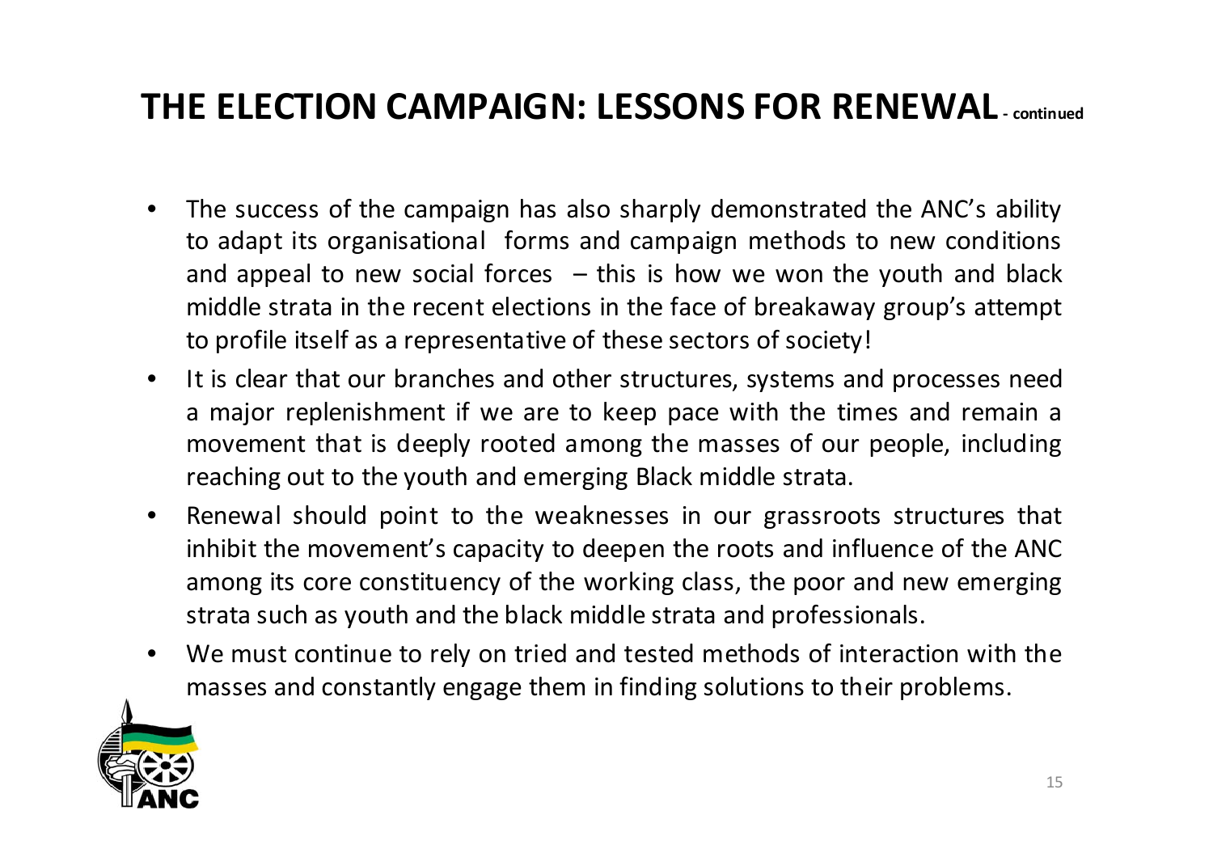## THE ELECTION CAMPAIGN: LESSONS FOR RENEWAL - continued

- The success of the campaign has also sharply demonstrated the ANC's ability to adapt its organisational forms and campaign methods to new conditions and appeal to new social forces – this is how we won the youth and black middle strata in the recent elections in the face of breakaway group's attempt to profile itself as a representative of these sectors of society!
- It is clear that our branches and other structures, systems and processes need a major replenishment if we are to keep pace with the times and remain a movement that is deeply rooted among the masses of our people, including reaching out to the youth and emerging Black middle strata.
- Renewal should point to the weaknesses in our grassroots structures that inhibit the movement's capacity to deepen the roots and influence of the ANC among its core constituency of the working class, the poor and new emerging strata such as youth and the black middle strata and professionals.
- We must continue to rely on tried and tested methods of interaction with the masses and constantly engage them in finding solutions to their problems.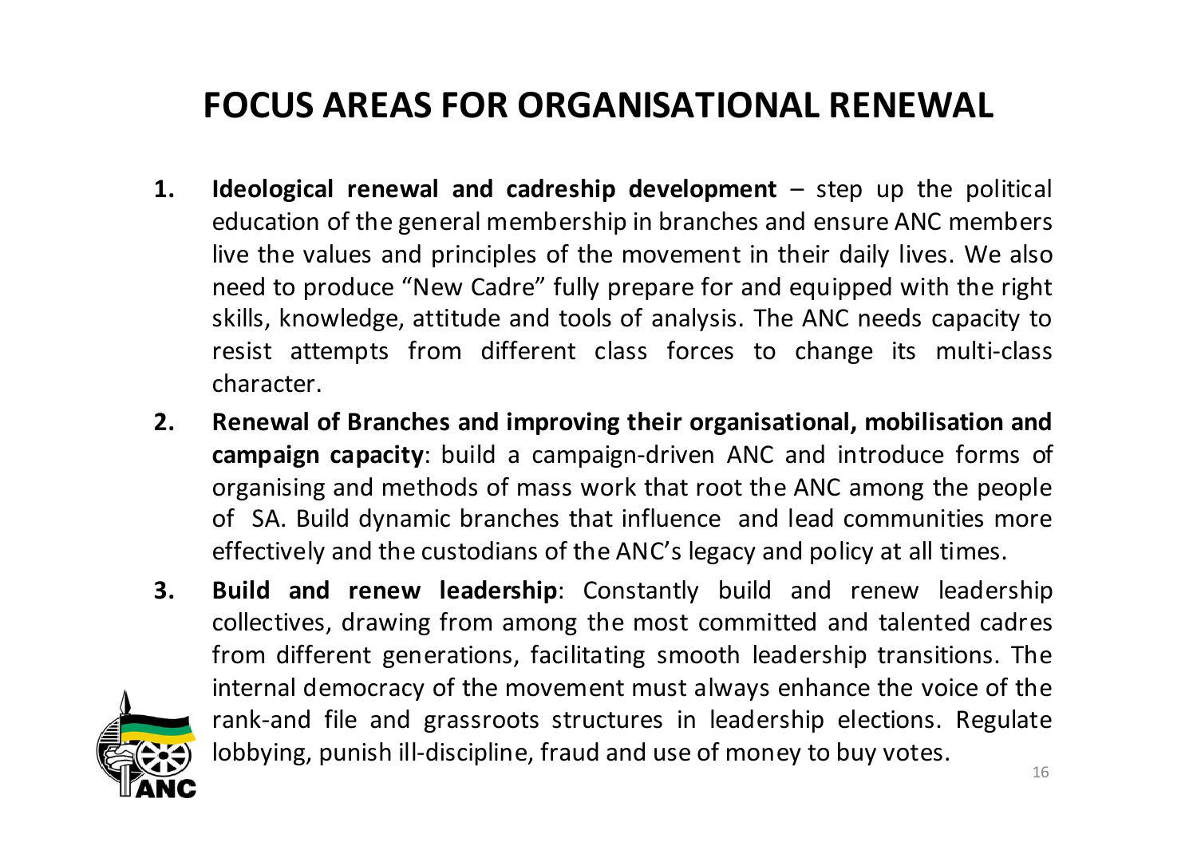# FOCUS AREAS FOR ORGANISATIONAL RENEWAL

1. **Ideological renewal and cadreship development** – step up the political education of the general membership in branches and ensure ANC members live the values and principles of the movement in their daily lives. We also need to produce "New Cadre" fully prepare for and equipped with the right skills, knowledge, attitude and tools of analysis. The ANC needs capacity to resist attempts from different class forces to change its multi-class character.
2. **Renewal of Branches and improving their organisational, mobilisation and campaign capacity**: build a campaign-driven ANC and introduce forms of organising and methods of mass work that root the ANC among the people of SA. Build dynamic branches that influence and lead communities more effectively and the custodians of the ANC's legacy and policy at all times.
3. **Build and renew leadership**: Constantly build and renew leadership collectives, drawing from among the most committed and talented cadres from different generations, facilitating smooth leadership transitions. The internal democracy of the movement must always enhance the voice of the rank-and file and grassroots structures in leadership elections. Regulate lobbying, punish ill-discipline, fraud and use of money to buy votes.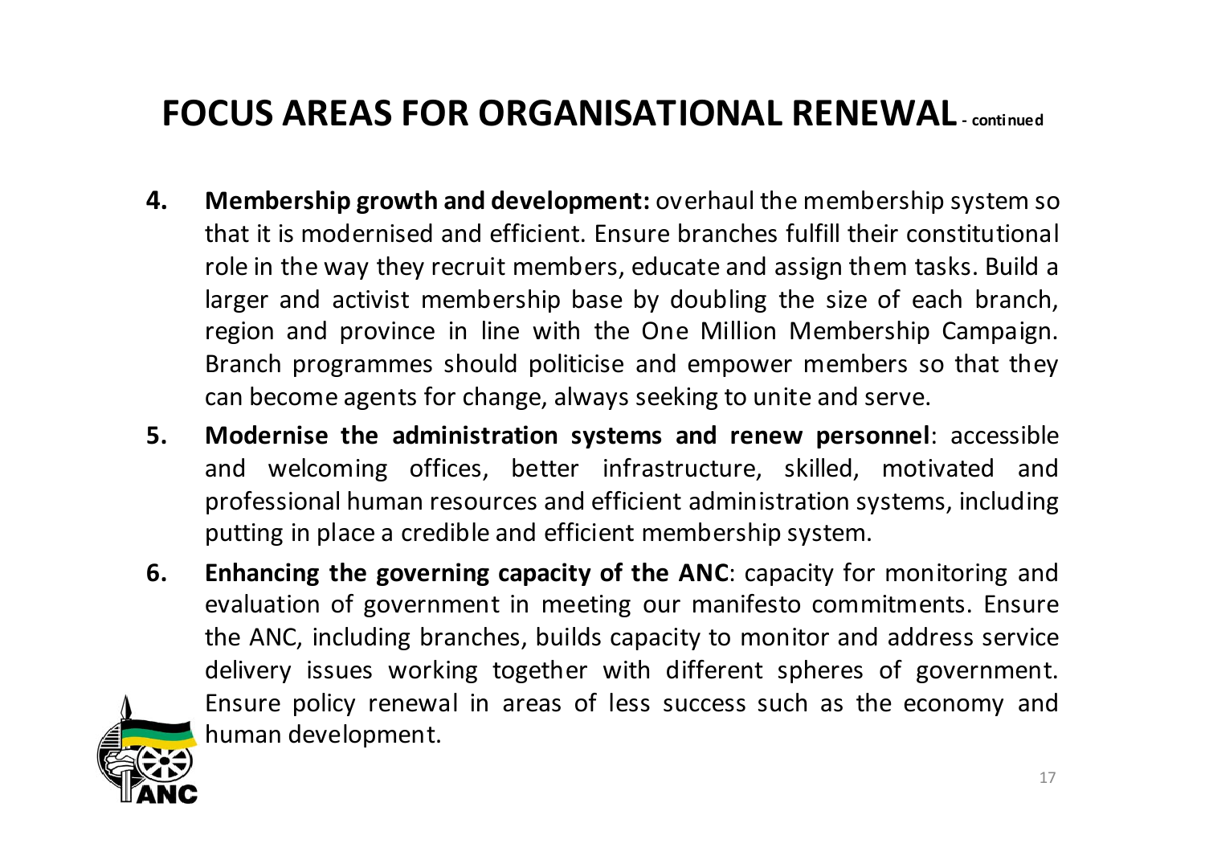# FOCUS AREAS FOR ORGANISATIONAL RENEWAL - continued

4. **Membership growth and development:** overhaul the membership system so that it is modernised and efficient. Ensure branches fulfill their constitutional role in the way they recruit members, educate and assign them tasks. Build a larger and activist membership base by doubling the size of each branch, region and province in line with the One Million Membership Campaign. Branch programmes should politicise and empower members so that they can become agents for change, always seeking to unite and serve.
5. **Modernise the administration systems and renew personnel**: accessible and welcoming offices, better infrastructure, skilled, motivated and professional human resources and efficient administration systems, including putting in place a credible and efficient membership system.
6. **Enhancing the governing capacity of the ANC**: capacity for monitoring and evaluation of government in meeting our manifesto commitments. Ensure the ANC, including branches, builds capacity to monitor and address service delivery issues working together with different spheres of government. Ensure policy renewal in areas of less success such as the economy and human development.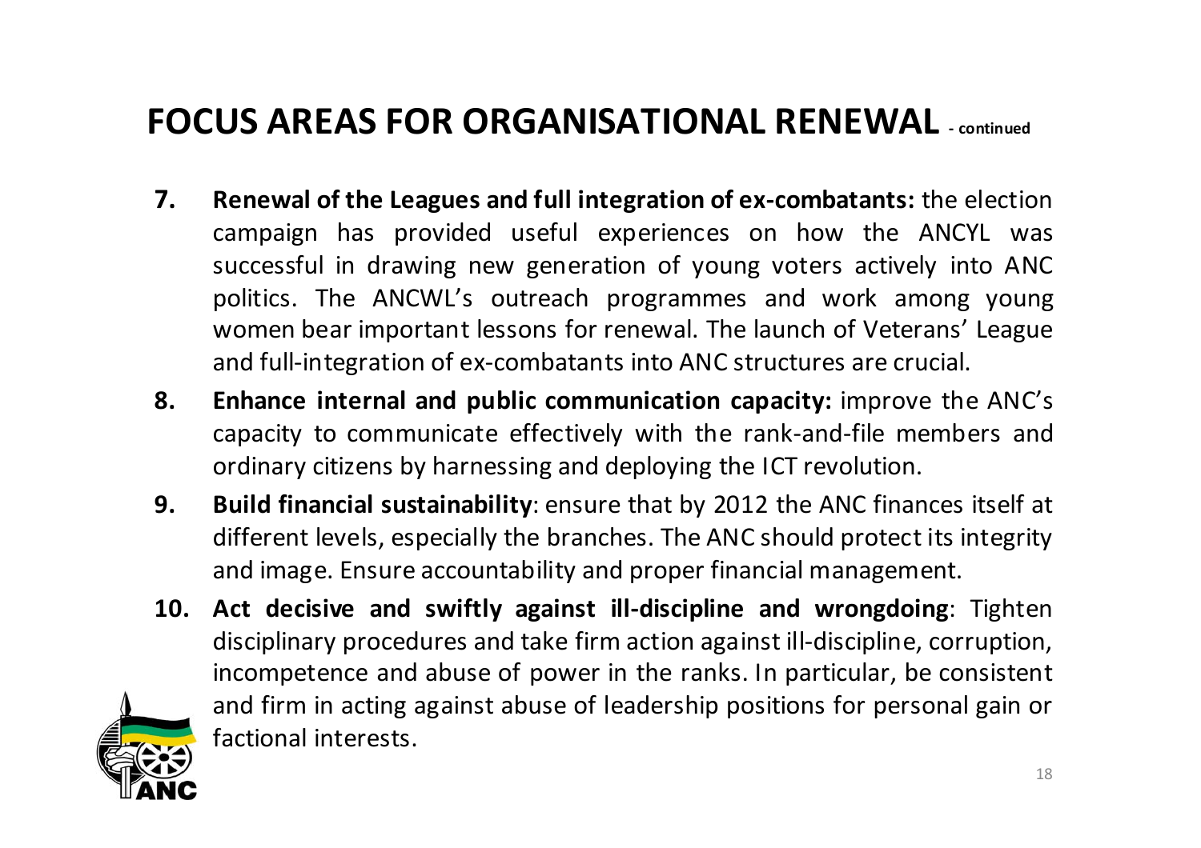## FOCUS AREAS FOR ORGANISATIONAL RENEWAL - continued

7. **Renewal of the Leagues and full integration of ex-combatants:** the election campaign has provided useful experiences on how the ANCYL was successful in drawing new generation of young voters actively into ANC politics. The ANCWL's outreach programmes and work among young women bear important lessons for renewal. The launch of Veterans' League and full-integration of ex-combatants into ANC structures are crucial.
8. **Enhance internal and public communication capacity:** improve the ANC's capacity to communicate effectively with the rank-and-file members and ordinary citizens by harnessing and deploying the ICT revolution.
9. **Build financial sustainability**: ensure that by 2012 the ANC finances itself at different levels, especially the branches. The ANC should protect its integrity and image. Ensure accountability and proper financial management.
10. **Act decisive and swiftly against ill-discipline and wrongdoing**: Tighten disciplinary procedures and take firm action against ill-discipline, corruption, incompetence and abuse of power in the ranks. In particular, be consistent and firm in acting against abuse of leadership positions for personal gain or factional interests.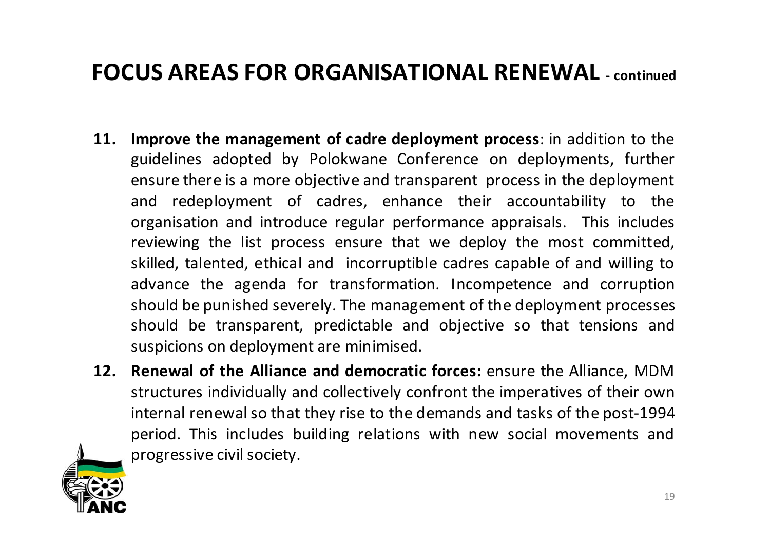# FOCUS AREAS FOR ORGANISATIONAL RENEWAL - continued

11. **Improve the management of cadre deployment process**: in addition to the guidelines adopted by Polokwane Conference on deployments, further ensure there is a more objective and transparent process in the deployment and redeployment of cadres, enhance their accountability to the organisation and introduce regular performance appraisals. This includes reviewing the list process ensure that we deploy the most committed, skilled, talented, ethical and incorruptible cadres capable of and willing to advance the agenda for transformation. Incompetence and corruption should be punished severely. The management of the deployment processes should be transparent, predictable and objective so that tensions and suspicions on deployment are minimised.
12. **Renewal of the Alliance and democratic forces:** ensure the Alliance, MDM structures individually and collectively confront the imperatives of their own internal renewal so that they rise to the demands and tasks of the post-1994 period. This includes building relations with new social movements and progressive civil society.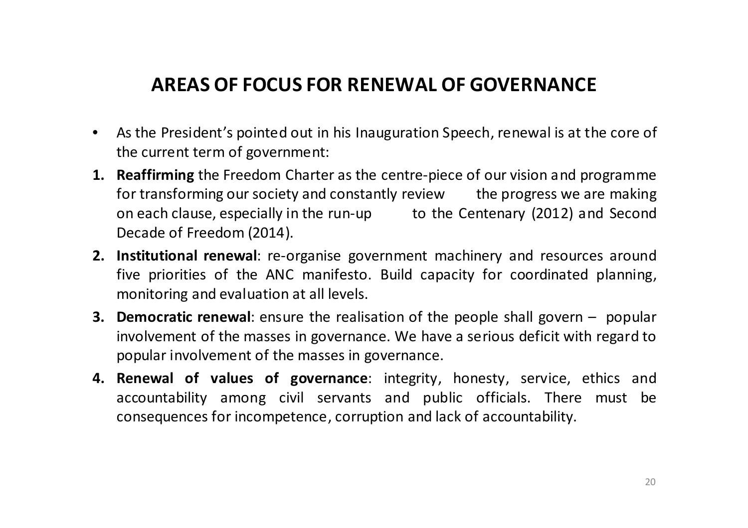# AREAS OF FOCUS FOR RENEWAL OF GOVERNANCE

- As the President's pointed out in his Inauguration Speech, renewal is at the core of the current term of government:

1. **Reaffirming** the Freedom Charter as the centre-piece of our vision and programme for transforming our society and constantly review the progress we are making on each clause, especially in the run-up to the Centenary (2012) and Second Decade of Freedom (2014).
2. **Institutional renewal**: re-organise government machinery and resources around five priorities of the ANC manifesto. Build capacity for coordinated planning, monitoring and evaluation at all levels.
3. **Democratic renewal**: ensure the realisation of the people shall govern – popular involvement of the masses in governance. We have a serious deficit with regard to popular involvement of the masses in governance.
4. **Renewal of values of governance**: integrity, honesty, service, ethics and accountability among civil servants and public officials. There must be consequences for incompetence, corruption and lack of accountability.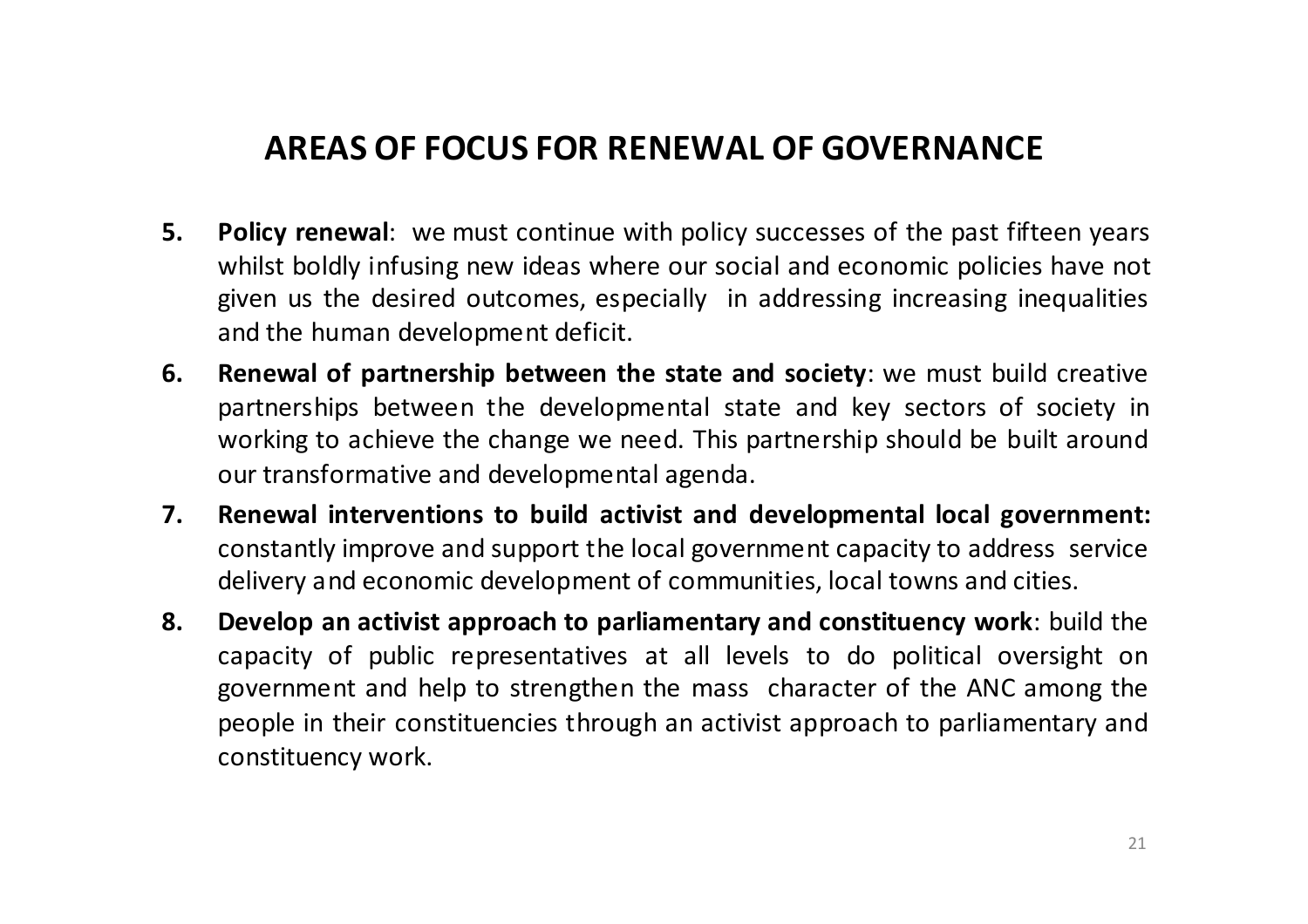# AREAS OF FOCUS FOR RENEWAL OF GOVERNANCE

5. **Policy renewal**: we must continue with policy successes of the past fifteen years whilst boldly infusing new ideas where our social and economic policies have not given us the desired outcomes, especially in addressing increasing inequalities and the human development deficit.
6. **Renewal of partnership between the state and society**: we must build creative partnerships between the developmental state and key sectors of society in working to achieve the change we need. This partnership should be built around our transformative and developmental agenda.
7. **Renewal interventions to build activist and developmental local government:** constantly improve and support the local government capacity to address service delivery and economic development of communities, local towns and cities.
8. **Develop an activist approach to parliamentary and constituency work**: build the capacity of public representatives at all levels to do political oversight on government and help to strengthen the mass character of the ANC among the people in their constituencies through an activist approach to parliamentary and constituency work.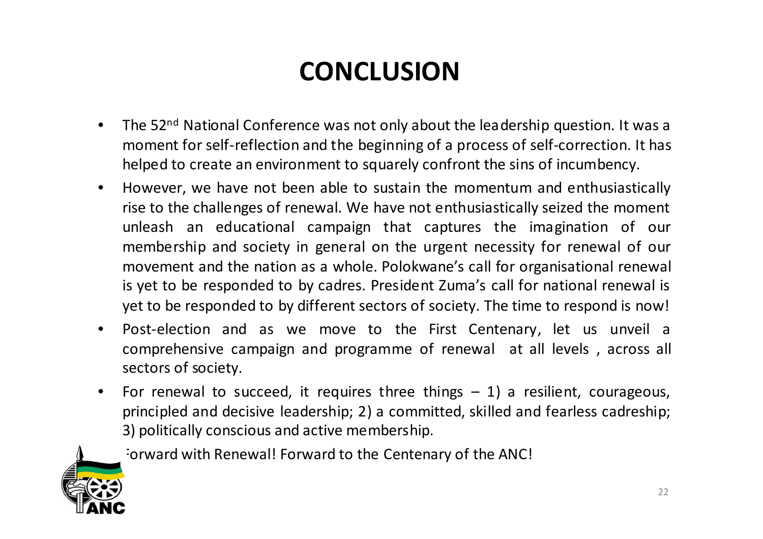# CONCLUSION

- The 52nd National Conference was not only about the leadership question. It was a moment for self-reflection and the beginning of a process of self-correction. It has helped to create an environment to squarely confront the sins of incumbency.
- However, we have not been able to sustain the momentum and enthusiastically rise to the challenges of renewal. We have not enthusiastically seized the moment unleash an educational campaign that captures the imagination of our membership and society in general on the urgent necessity for renewal of our movement and the nation as a whole. Polokwane's call for organisational renewal is yet to be responded to by cadres. President Zuma's call for national renewal is yet to be responded to by different sectors of society. The time to respond is now!
- Post-election and as we move to the First Centenary, let us unveil a comprehensive campaign and programme of renewal at all levels , across all sectors of society.
- For renewal to succeed, it requires three things – 1) a resilient, courageous, principled and decisive leadership; 2) a committed, skilled and fearless cadreship; 3) politically conscious and active membership.
- Forward with Renewal! Forward to the Centenary of the ANC!